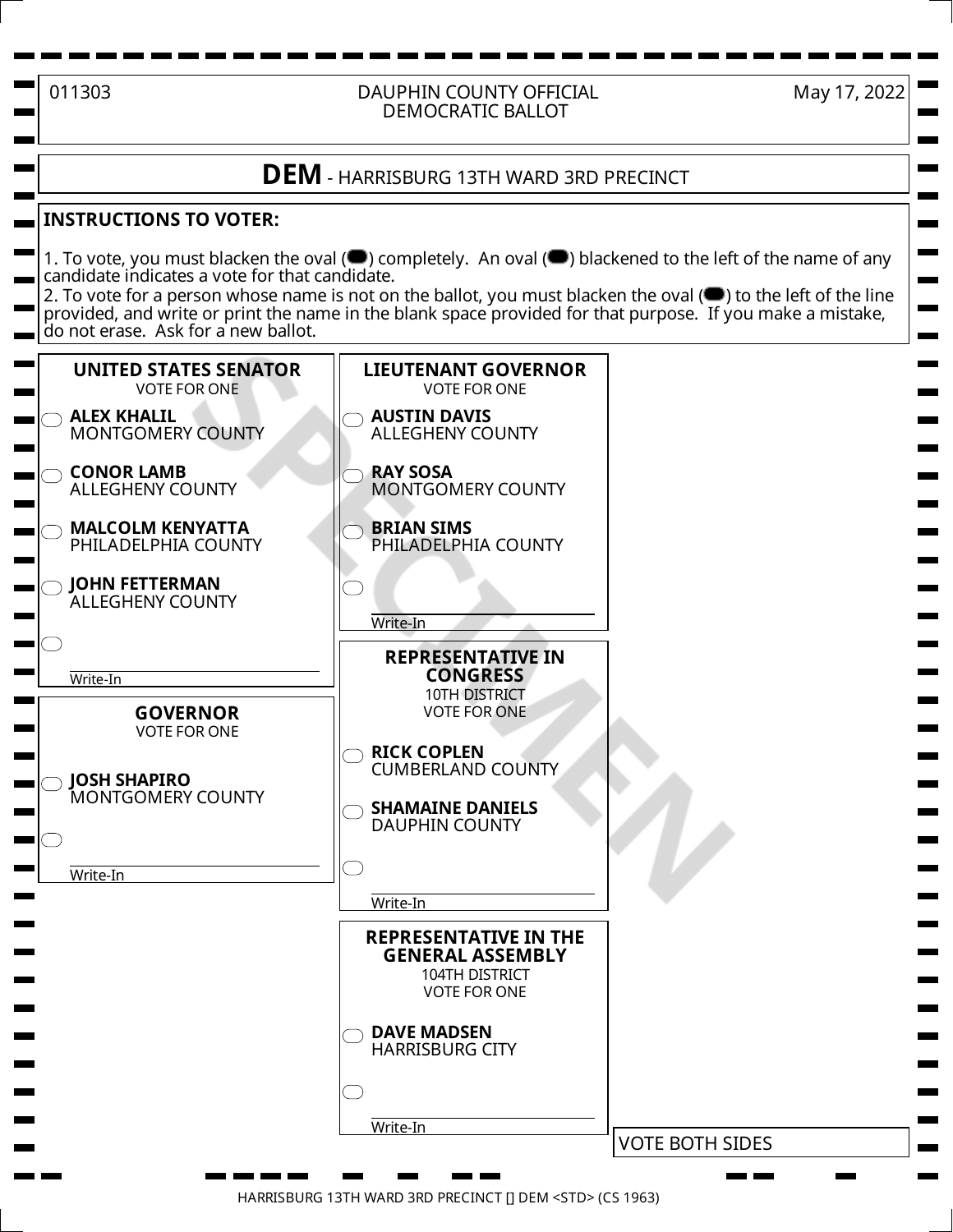011303

DAUPHIN COUNTY OFFICIAL
DEMOCRATIC BALLOT

May 17, 2022

# DEM - HARRISBURG 13TH WARD 3RD PRECINCT

**INSTRUCTIONS TO VOTER:**

1. To vote, you must blacken the oval (⬬) completely. An oval (⬬) blackened to the left of the name of any candidate indicates a vote for that candidate.
2. To vote for a person whose name is not on the ballot, you must blacken the oval (⬬) to the left of the line provided, and write or print the name in the blank space provided for that purpose. If you make a mistake, do not erase. Ask for a new ballot.

## UNITED STATES SENATOR
VOTE FOR ONE

- **ALEX KHALIL** MONTGOMERY COUNTY
- **CONOR LAMB** ALLEGHENY COUNTY
- **MALCOLM KENYATTA** PHILADELPHIA COUNTY
- **JOHN FETTERMAN** ALLEGHENY COUNTY
- Write-In

## GOVERNOR
VOTE FOR ONE

- **JOSH SHAPIRO** MONTGOMERY COUNTY
- Write-In

## LIEUTENANT GOVERNOR
VOTE FOR ONE

- **AUSTIN DAVIS** ALLEGHENY COUNTY
- **RAY SOSA** MONTGOMERY COUNTY
- **BRIAN SIMS** PHILADELPHIA COUNTY
- Write-In

## REPRESENTATIVE IN CONGRESS
10TH DISTRICT
VOTE FOR ONE

- **RICK COPLEN** CUMBERLAND COUNTY
- **SHAMAINE DANIELS** DAUPHIN COUNTY
- Write-In

## REPRESENTATIVE IN THE GENERAL ASSEMBLY
104TH DISTRICT
VOTE FOR ONE

- **DAVE MADSEN** HARRISBURG CITY
- Write-In

VOTE BOTH SIDES

HARRISBURG 13TH WARD 3RD PRECINCT [] DEM <STD> (CS 1963)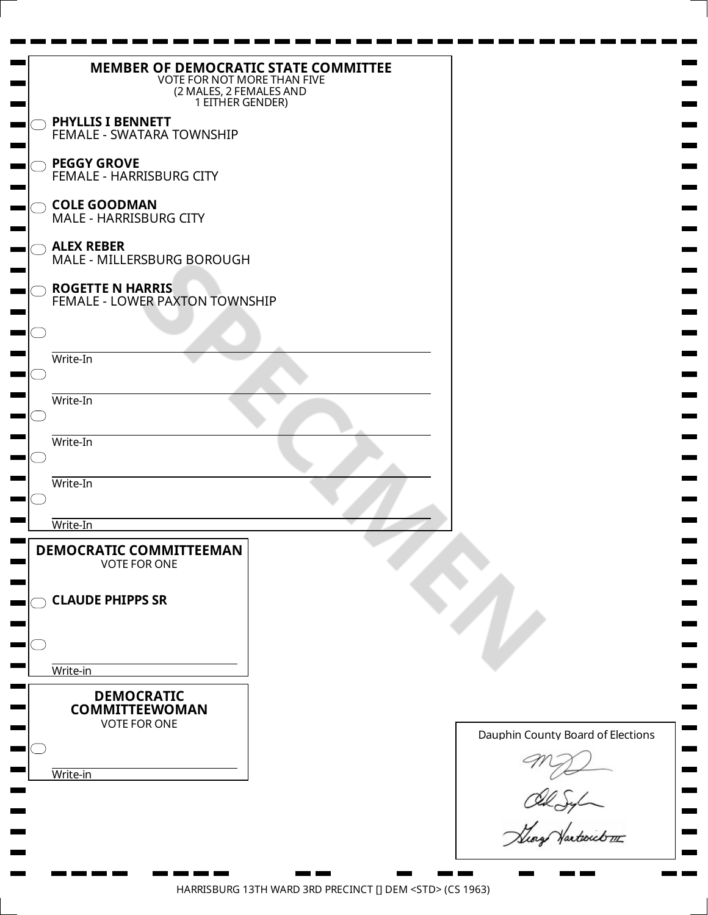## MEMBER OF DEMOCRATIC STATE COMMITTEE

VOTE FOR NOT MORE THAN FIVE
(2 MALES, 2 FEMALES AND
1 EITHER GENDER)

- **PHYLLIS I BENNETT**
  FEMALE - SWATARA TOWNSHIP
- **PEGGY GROVE**
  FEMALE - HARRISBURG CITY
- **COLE GOODMAN**
  MALE - HARRISBURG CITY
- **ALEX REBER**
  MALE - MILLERSBURG BOROUGH
- **ROGETTE N HARRIS**
  FEMALE - LOWER PAXTON TOWNSHIP
- Write-In
- Write-In
- Write-In
- Write-In
- Write-In

## DEMOCRATIC COMMITTEEMAN

VOTE FOR ONE

- **CLAUDE PHIPPS SR**
- Write-in

## DEMOCRATIC COMMITTEEWOMAN

VOTE FOR ONE

- Write-in

SPECIMEN

Dauphin County Board of Elections

HARRISBURG 13TH WARD 3RD PRECINCT [] DEM <STD> (CS 1963)